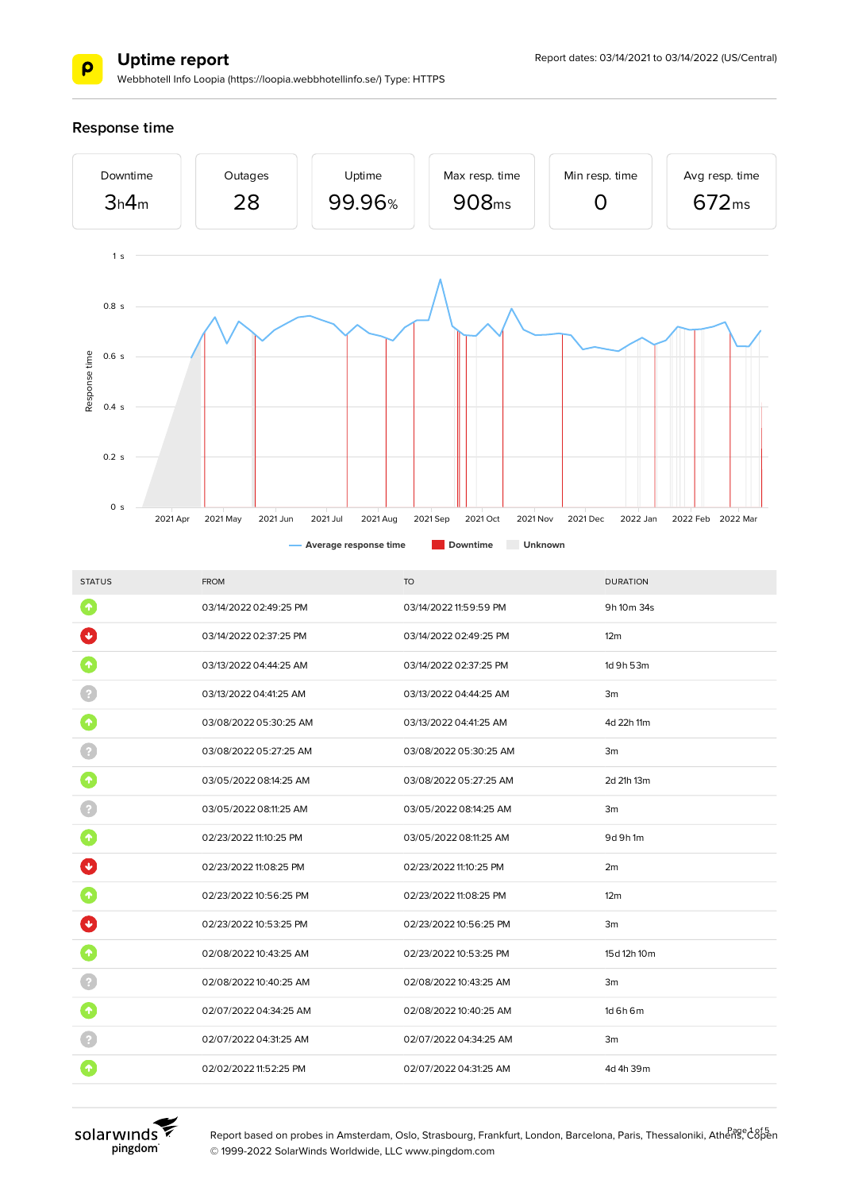# Uptime report

Webbhotell Info Loopia (https://loopia.webbhotellinfo.se/) Type: HTTPS

Report dates: 03/14/2021 to 03/14/2022 (US/Central)

## Response time

| Downtime | Outages | Uptime | Max resp. time | Min resp. time | Avg resp. time |
|---|---|---|---|---|---|
| 3h4m | 28 | 99.96% | 908ms | 0 | 672ms |

1 s
0.8 s
0.6 s
0.4 s
0.2 s
0 s

Response time

2021 Apr
2021 May
2021 Jun
2021 Jul
2021 Aug
2021 Sep
2021 Oct
2021 Nov
2021 Dec
2022 Jan
2022 Feb
2022 Mar

Average response time
Downtime
Unknown

| STATUS | FROM | TO | DURATION |
|---|---|---|---|
| Up | 03/14/2022 02:49:25 PM | 03/14/2022 11:59:59 PM | 9h 10m 34s |
| Down | 03/14/2022 02:37:25 PM | 03/14/2022 02:49:25 PM | 12m |
| Up | 03/13/2022 04:44:25 AM | 03/14/2022 02:37:25 PM | 1d 9h 53m |
| Unknown | 03/13/2022 04:41:25 AM | 03/13/2022 04:44:25 AM | 3m |
| Up | 03/08/2022 05:30:25 AM | 03/13/2022 04:41:25 AM | 4d 22h 11m |
| Unknown | 03/08/2022 05:27:25 AM | 03/08/2022 05:30:25 AM | 3m |
| Up | 03/05/2022 08:14:25 AM | 03/08/2022 05:27:25 AM | 2d 21h 13m |
| Unknown | 03/05/2022 08:11:25 AM | 03/05/2022 08:14:25 AM | 3m |
| Up | 02/23/2022 11:10:25 PM | 03/05/2022 08:11:25 AM | 9d 9h 1m |
| Down | 02/23/2022 11:08:25 PM | 02/23/2022 11:10:25 PM | 2m |
| Up | 02/23/2022 10:56:25 PM | 02/23/2022 11:08:25 PM | 12m |
| Down | 02/23/2022 10:53:25 PM | 02/23/2022 10:56:25 PM | 3m |
| Up | 02/08/2022 10:43:25 AM | 02/23/2022 10:53:25 PM | 15d 12h 10m |
| Unknown | 02/08/2022 10:40:25 AM | 02/08/2022 10:43:25 AM | 3m |
| Up | 02/07/2022 04:34:25 AM | 02/08/2022 10:40:25 AM | 1d 6h 6m |
| Unknown | 02/07/2022 04:31:25 AM | 02/07/2022 04:34:25 AM | 3m |
| Up | 02/02/2022 11:52:25 PM | 02/07/2022 04:31:25 AM | 4d 4h 39m |

solarwinds pingdom

Report based on probes in Amsterdam, Oslo, Strasbourg, Frankfurt, London, Barcelona, Paris, Thessaloniki, Athens, Copen
© 1999-2022 SolarWinds Worldwide, LLC www.pingdom.com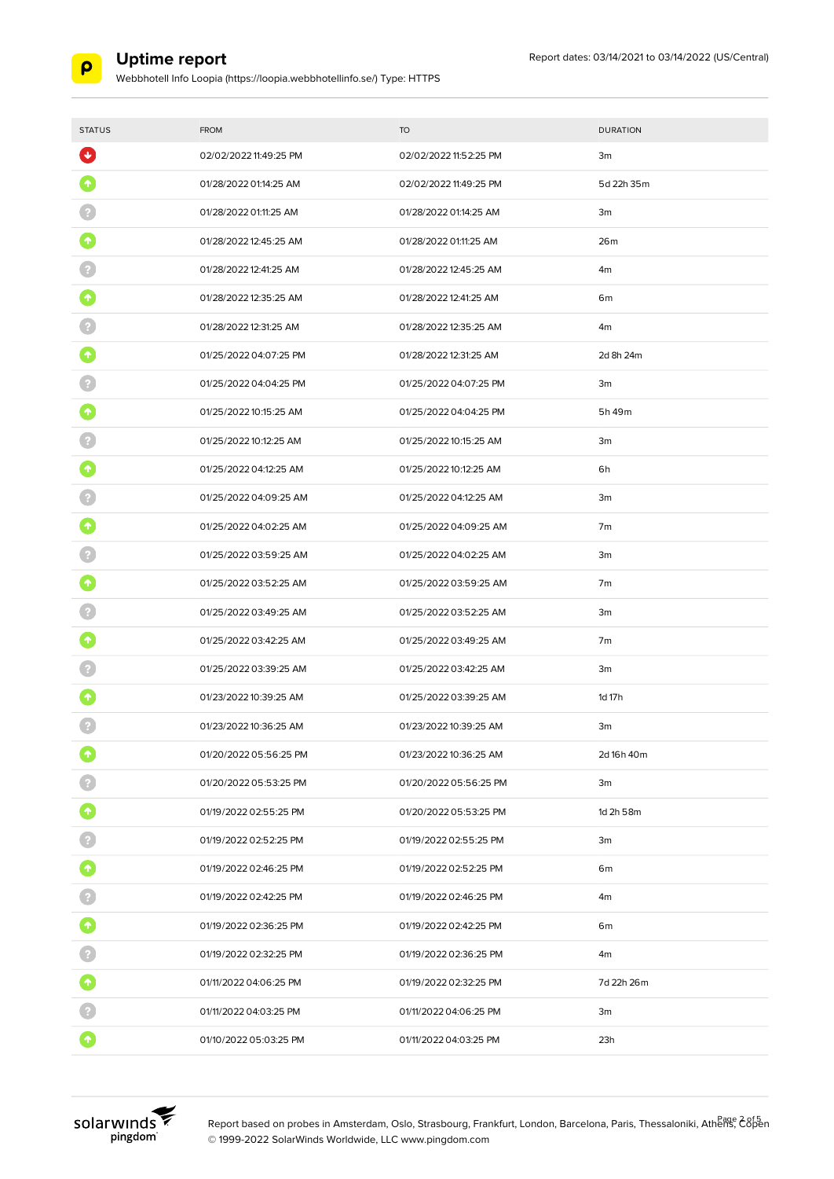# Uptime report

Webbhotell Info Loopia (https://loopia.webbhotellinfo.se/) Type: HTTPS

Report dates: 03/14/2021 to 03/14/2022 (US/Central)

| STATUS | FROM | TO | DURATION |
| --- | --- | --- | --- |
| down | 02/02/2022 11:49:25 PM | 02/02/2022 11:52:25 PM | 3m |
| up | 01/28/2022 01:14:25 AM | 02/02/2022 11:49:25 PM | 5d 22h 35m |
| unknown | 01/28/2022 01:11:25 AM | 01/28/2022 01:14:25 AM | 3m |
| up | 01/28/2022 12:45:25 AM | 01/28/2022 01:11:25 AM | 26m |
| unknown | 01/28/2022 12:41:25 AM | 01/28/2022 12:45:25 AM | 4m |
| up | 01/28/2022 12:35:25 AM | 01/28/2022 12:41:25 AM | 6m |
| unknown | 01/28/2022 12:31:25 AM | 01/28/2022 12:35:25 AM | 4m |
| up | 01/25/2022 04:07:25 PM | 01/28/2022 12:31:25 AM | 2d 8h 24m |
| unknown | 01/25/2022 04:04:25 PM | 01/25/2022 04:07:25 PM | 3m |
| up | 01/25/2022 10:15:25 AM | 01/25/2022 04:04:25 PM | 5h 49m |
| unknown | 01/25/2022 10:12:25 AM | 01/25/2022 10:15:25 AM | 3m |
| up | 01/25/2022 04:12:25 AM | 01/25/2022 10:12:25 AM | 6h |
| unknown | 01/25/2022 04:09:25 AM | 01/25/2022 04:12:25 AM | 3m |
| up | 01/25/2022 04:02:25 AM | 01/25/2022 04:09:25 AM | 7m |
| unknown | 01/25/2022 03:59:25 AM | 01/25/2022 04:02:25 AM | 3m |
| up | 01/25/2022 03:52:25 AM | 01/25/2022 03:59:25 AM | 7m |
| unknown | 01/25/2022 03:49:25 AM | 01/25/2022 03:52:25 AM | 3m |
| up | 01/25/2022 03:42:25 AM | 01/25/2022 03:49:25 AM | 7m |
| unknown | 01/25/2022 03:39:25 AM | 01/25/2022 03:42:25 AM | 3m |
| up | 01/23/2022 10:39:25 AM | 01/25/2022 03:39:25 AM | 1d 17h |
| unknown | 01/23/2022 10:36:25 AM | 01/23/2022 10:39:25 AM | 3m |
| up | 01/20/2022 05:56:25 PM | 01/23/2022 10:36:25 AM | 2d 16h 40m |
| unknown | 01/20/2022 05:53:25 PM | 01/20/2022 05:56:25 PM | 3m |
| up | 01/19/2022 02:55:25 PM | 01/20/2022 05:53:25 PM | 1d 2h 58m |
| unknown | 01/19/2022 02:52:25 PM | 01/19/2022 02:55:25 PM | 3m |
| up | 01/19/2022 02:46:25 PM | 01/19/2022 02:52:25 PM | 6m |
| unknown | 01/19/2022 02:42:25 PM | 01/19/2022 02:46:25 PM | 4m |
| up | 01/19/2022 02:36:25 PM | 01/19/2022 02:42:25 PM | 6m |
| unknown | 01/19/2022 02:32:25 PM | 01/19/2022 02:36:25 PM | 4m |
| up | 01/11/2022 04:06:25 PM | 01/19/2022 02:32:25 PM | 7d 22h 26m |
| unknown | 01/11/2022 04:03:25 PM | 01/11/2022 04:06:25 PM | 3m |
| up | 01/10/2022 05:03:25 PM | 01/11/2022 04:03:25 PM | 23h |

Report based on probes in Amsterdam, Oslo, Strasbourg, Frankfurt, London, Barcelona, Paris, Thessaloniki, Athens, Copen

© 1999-2022 SolarWinds Worldwide, LLC www.pingdom.com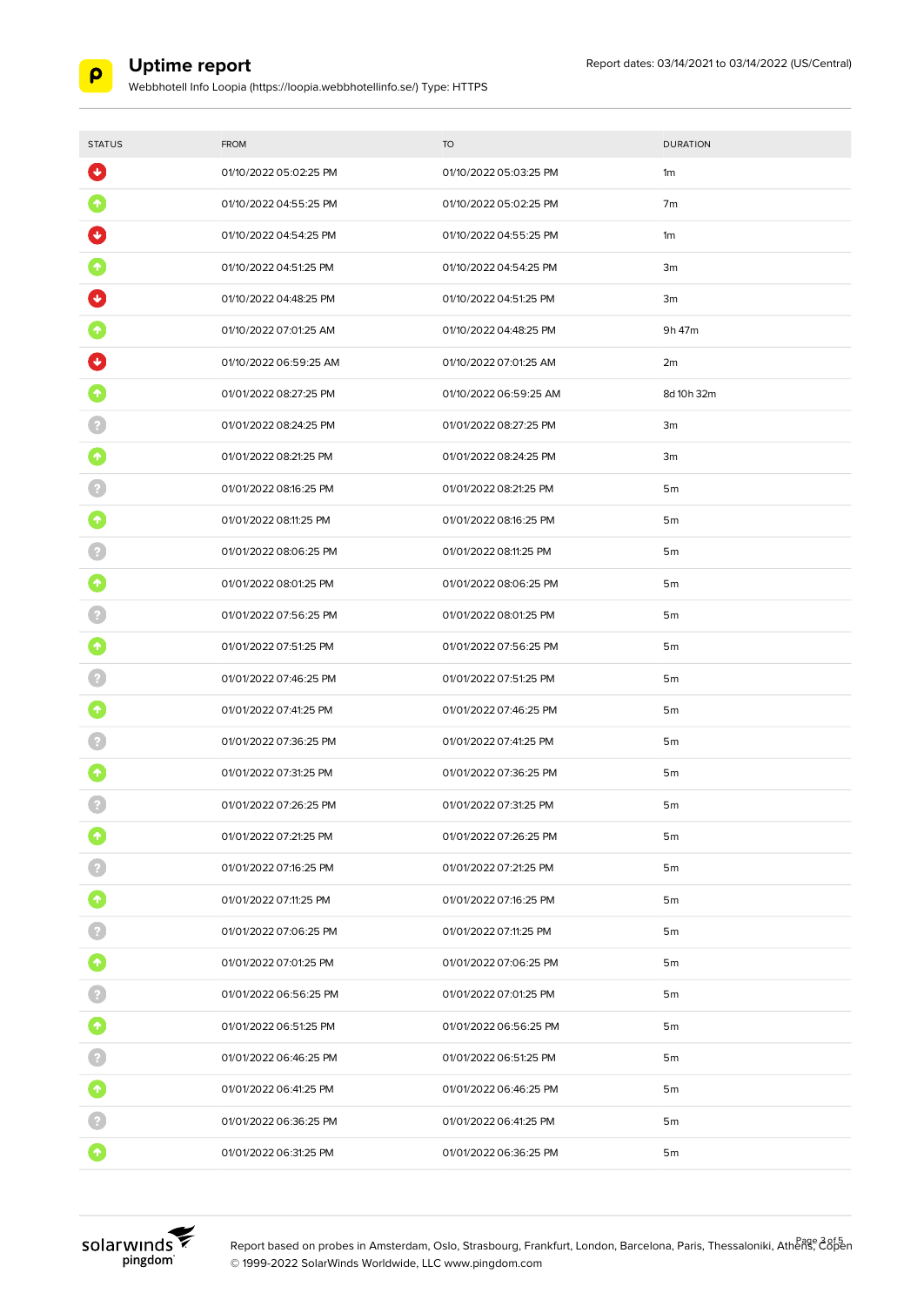# Uptime report

Webbhotell Info Loopia (https://loopia.webbhotellinfo.se/) Type: HTTPS

Report dates: 03/14/2021 to 03/14/2022 (US/Central)

| STATUS | FROM | TO | DURATION |
| --- | --- | --- | --- |
| Down | 01/10/2022 05:02:25 PM | 01/10/2022 05:03:25 PM | 1m |
| Up | 01/10/2022 04:55:25 PM | 01/10/2022 05:02:25 PM | 7m |
| Down | 01/10/2022 04:54:25 PM | 01/10/2022 04:55:25 PM | 1m |
| Up | 01/10/2022 04:51:25 PM | 01/10/2022 04:54:25 PM | 3m |
| Down | 01/10/2022 04:48:25 PM | 01/10/2022 04:51:25 PM | 3m |
| Up | 01/10/2022 07:01:25 AM | 01/10/2022 04:48:25 PM | 9h 47m |
| Down | 01/10/2022 06:59:25 AM | 01/10/2022 07:01:25 AM | 2m |
| Up | 01/01/2022 08:27:25 PM | 01/10/2022 06:59:25 AM | 8d 10h 32m |
| Unknown | 01/01/2022 08:24:25 PM | 01/01/2022 08:27:25 PM | 3m |
| Up | 01/01/2022 08:21:25 PM | 01/01/2022 08:24:25 PM | 3m |
| Unknown | 01/01/2022 08:16:25 PM | 01/01/2022 08:21:25 PM | 5m |
| Up | 01/01/2022 08:11:25 PM | 01/01/2022 08:16:25 PM | 5m |
| Unknown | 01/01/2022 08:06:25 PM | 01/01/2022 08:11:25 PM | 5m |
| Up | 01/01/2022 08:01:25 PM | 01/01/2022 08:06:25 PM | 5m |
| Unknown | 01/01/2022 07:56:25 PM | 01/01/2022 08:01:25 PM | 5m |
| Up | 01/01/2022 07:51:25 PM | 01/01/2022 07:56:25 PM | 5m |
| Unknown | 01/01/2022 07:46:25 PM | 01/01/2022 07:51:25 PM | 5m |
| Up | 01/01/2022 07:41:25 PM | 01/01/2022 07:46:25 PM | 5m |
| Unknown | 01/01/2022 07:36:25 PM | 01/01/2022 07:41:25 PM | 5m |
| Up | 01/01/2022 07:31:25 PM | 01/01/2022 07:36:25 PM | 5m |
| Unknown | 01/01/2022 07:26:25 PM | 01/01/2022 07:31:25 PM | 5m |
| Up | 01/01/2022 07:21:25 PM | 01/01/2022 07:26:25 PM | 5m |
| Unknown | 01/01/2022 07:16:25 PM | 01/01/2022 07:21:25 PM | 5m |
| Up | 01/01/2022 07:11:25 PM | 01/01/2022 07:16:25 PM | 5m |
| Unknown | 01/01/2022 07:06:25 PM | 01/01/2022 07:11:25 PM | 5m |
| Up | 01/01/2022 07:01:25 PM | 01/01/2022 07:06:25 PM | 5m |
| Unknown | 01/01/2022 06:56:25 PM | 01/01/2022 07:01:25 PM | 5m |
| Up | 01/01/2022 06:51:25 PM | 01/01/2022 06:56:25 PM | 5m |
| Unknown | 01/01/2022 06:46:25 PM | 01/01/2022 06:51:25 PM | 5m |
| Up | 01/01/2022 06:41:25 PM | 01/01/2022 06:46:25 PM | 5m |
| Unknown | 01/01/2022 06:36:25 PM | 01/01/2022 06:41:25 PM | 5m |
| Up | 01/01/2022 06:31:25 PM | 01/01/2022 06:36:25 PM | 5m |

Report based on probes in Amsterdam, Oslo, Strasbourg, Frankfurt, London, Barcelona, Paris, Thessaloniki, Athens, Copen

© 1999-2022 SolarWinds Worldwide, LLC www.pingdom.com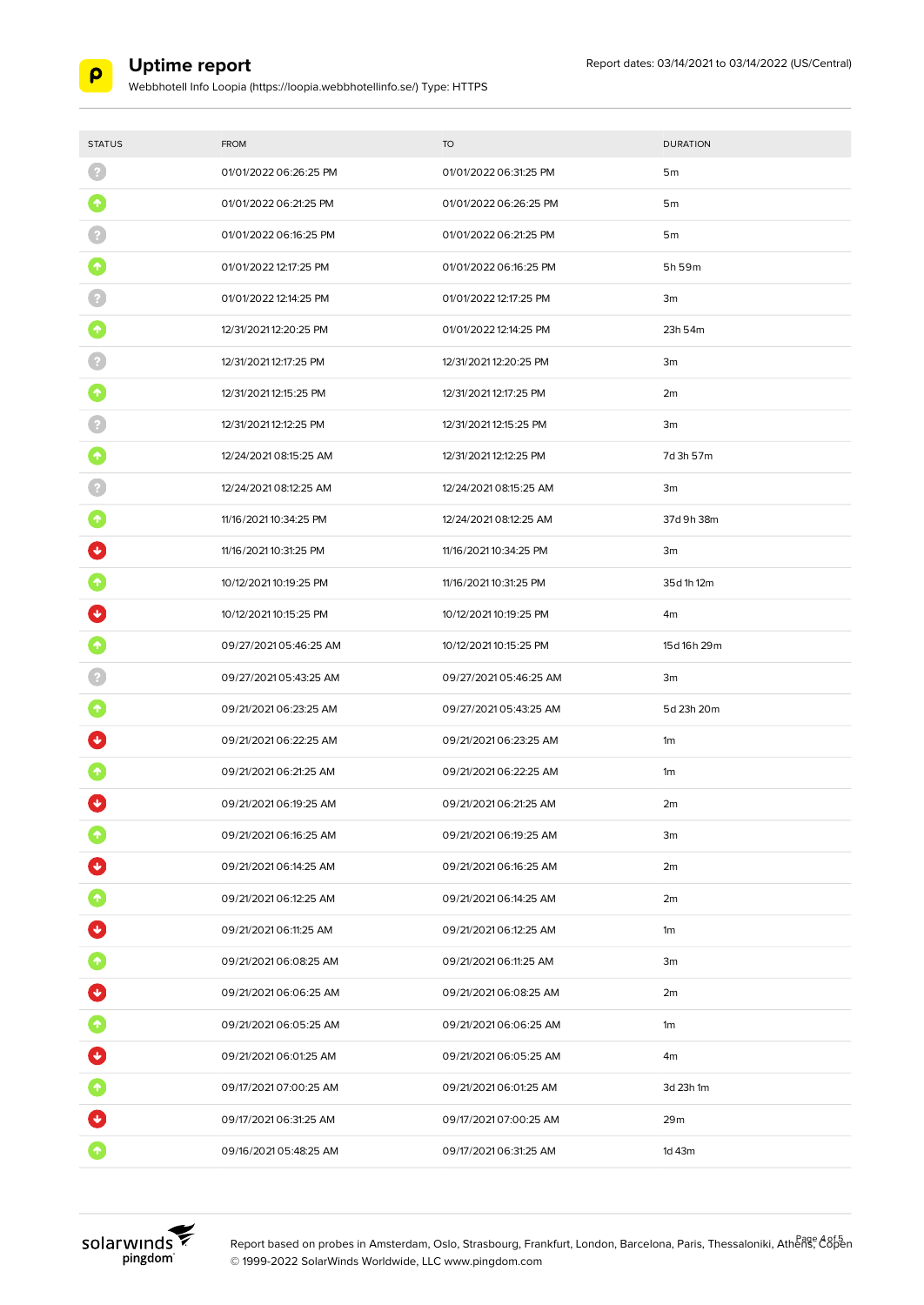# Uptime report

Webbhotell Info Loopia (https://loopia.webbhotellinfo.se/) Type: HTTPS

Report dates: 03/14/2021 to 03/14/2022 (US/Central)

| STATUS | FROM | TO | DURATION |
|---|---|---|---|
| ? | 01/01/2022 06:26:25 PM | 01/01/2022 06:31:25 PM | 5m |
| ↑ | 01/01/2022 06:21:25 PM | 01/01/2022 06:26:25 PM | 5m |
| ? | 01/01/2022 06:16:25 PM | 01/01/2022 06:21:25 PM | 5m |
| ↑ | 01/01/2022 12:17:25 PM | 01/01/2022 06:16:25 PM | 5h 59m |
| ? | 01/01/2022 12:14:25 PM | 01/01/2022 12:17:25 PM | 3m |
| ↑ | 12/31/2021 12:20:25 PM | 01/01/2022 12:14:25 PM | 23h 54m |
| ? | 12/31/2021 12:17:25 PM | 12/31/2021 12:20:25 PM | 3m |
| ↑ | 12/31/2021 12:15:25 PM | 12/31/2021 12:17:25 PM | 2m |
| ? | 12/31/2021 12:12:25 PM | 12/31/2021 12:15:25 PM | 3m |
| ↑ | 12/24/2021 08:15:25 AM | 12/31/2021 12:12:25 PM | 7d 3h 57m |
| ? | 12/24/2021 08:12:25 AM | 12/24/2021 08:15:25 AM | 3m |
| ↑ | 11/16/2021 10:34:25 PM | 12/24/2021 08:12:25 AM | 37d 9h 38m |
| ↓ | 11/16/2021 10:31:25 PM | 11/16/2021 10:34:25 PM | 3m |
| ↑ | 10/12/2021 10:19:25 PM | 11/16/2021 10:31:25 PM | 35d 1h 12m |
| ↓ | 10/12/2021 10:15:25 PM | 10/12/2021 10:19:25 PM | 4m |
| ↑ | 09/27/2021 05:46:25 AM | 10/12/2021 10:15:25 PM | 15d 16h 29m |
| ? | 09/27/2021 05:43:25 AM | 09/27/2021 05:46:25 AM | 3m |
| ↑ | 09/21/2021 06:23:25 AM | 09/27/2021 05:43:25 AM | 5d 23h 20m |
| ↓ | 09/21/2021 06:22:25 AM | 09/21/2021 06:23:25 AM | 1m |
| ↑ | 09/21/2021 06:21:25 AM | 09/21/2021 06:22:25 AM | 1m |
| ↓ | 09/21/2021 06:19:25 AM | 09/21/2021 06:21:25 AM | 2m |
| ↑ | 09/21/2021 06:16:25 AM | 09/21/2021 06:19:25 AM | 3m |
| ↓ | 09/21/2021 06:14:25 AM | 09/21/2021 06:16:25 AM | 2m |
| ↑ | 09/21/2021 06:12:25 AM | 09/21/2021 06:14:25 AM | 2m |
| ↓ | 09/21/2021 06:11:25 AM | 09/21/2021 06:12:25 AM | 1m |
| ↑ | 09/21/2021 06:08:25 AM | 09/21/2021 06:11:25 AM | 3m |
| ↓ | 09/21/2021 06:06:25 AM | 09/21/2021 06:08:25 AM | 2m |
| ↑ | 09/21/2021 06:05:25 AM | 09/21/2021 06:06:25 AM | 1m |
| ↓ | 09/21/2021 06:01:25 AM | 09/21/2021 06:05:25 AM | 4m |
| ↑ | 09/17/2021 07:00:25 AM | 09/21/2021 06:01:25 AM | 3d 23h 1m |
| ↓ | 09/17/2021 06:31:25 AM | 09/17/2021 07:00:25 AM | 29m |
| ↑ | 09/16/2021 05:48:25 AM | 09/17/2021 06:31:25 AM | 1d 43m |

Report based on probes in Amsterdam, Oslo, Strasbourg, Frankfurt, London, Barcelona, Paris, Thessaloniki, Athens, Copen

© 1999-2022 SolarWinds Worldwide, LLC www.pingdom.com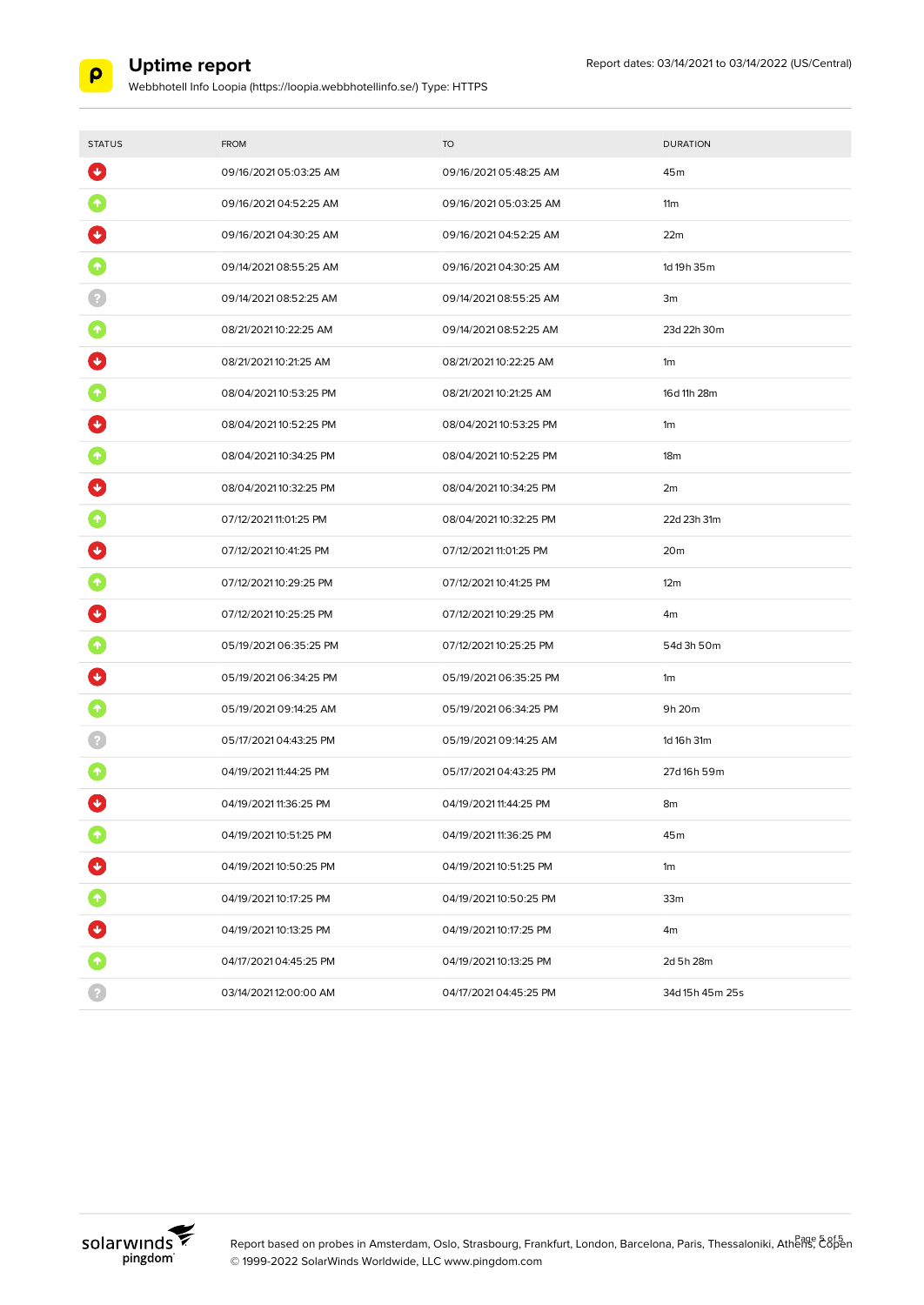# Uptime report

Webbhotell Info Loopia (https://loopia.webbhotellinfo.se/) Type: HTTPS

Report dates: 03/14/2021 to 03/14/2022 (US/Central)

| STATUS | FROM | TO | DURATION |
|---|---|---|---|
| down | 09/16/2021 05:03:25 AM | 09/16/2021 05:48:25 AM | 45m |
| up | 09/16/2021 04:52:25 AM | 09/16/2021 05:03:25 AM | 11m |
| down | 09/16/2021 04:30:25 AM | 09/16/2021 04:52:25 AM | 22m |
| up | 09/14/2021 08:55:25 AM | 09/16/2021 04:30:25 AM | 1d 19h 35m |
| unknown | 09/14/2021 08:52:25 AM | 09/14/2021 08:55:25 AM | 3m |
| up | 08/21/2021 10:22:25 AM | 09/14/2021 08:52:25 AM | 23d 22h 30m |
| down | 08/21/2021 10:21:25 AM | 08/21/2021 10:22:25 AM | 1m |
| up | 08/04/2021 10:53:25 PM | 08/21/2021 10:21:25 AM | 16d 11h 28m |
| down | 08/04/2021 10:52:25 PM | 08/04/2021 10:53:25 PM | 1m |
| up | 08/04/2021 10:34:25 PM | 08/04/2021 10:52:25 PM | 18m |
| down | 08/04/2021 10:32:25 PM | 08/04/2021 10:34:25 PM | 2m |
| up | 07/12/2021 11:01:25 PM | 08/04/2021 10:32:25 PM | 22d 23h 31m |
| down | 07/12/2021 10:41:25 PM | 07/12/2021 11:01:25 PM | 20m |
| up | 07/12/2021 10:29:25 PM | 07/12/2021 10:41:25 PM | 12m |
| down | 07/12/2021 10:25:25 PM | 07/12/2021 10:29:25 PM | 4m |
| up | 05/19/2021 06:35:25 PM | 07/12/2021 10:25:25 PM | 54d 3h 50m |
| down | 05/19/2021 06:34:25 PM | 05/19/2021 06:35:25 PM | 1m |
| up | 05/19/2021 09:14:25 AM | 05/19/2021 06:34:25 PM | 9h 20m |
| unknown | 05/17/2021 04:43:25 PM | 05/19/2021 09:14:25 AM | 1d 16h 31m |
| up | 04/19/2021 11:44:25 PM | 05/17/2021 04:43:25 PM | 27d 16h 59m |
| down | 04/19/2021 11:36:25 PM | 04/19/2021 11:44:25 PM | 8m |
| up | 04/19/2021 10:51:25 PM | 04/19/2021 11:36:25 PM | 45m |
| down | 04/19/2021 10:50:25 PM | 04/19/2021 10:51:25 PM | 1m |
| up | 04/19/2021 10:17:25 PM | 04/19/2021 10:50:25 PM | 33m |
| down | 04/19/2021 10:13:25 PM | 04/19/2021 10:17:25 PM | 4m |
| up | 04/17/2021 04:45:25 PM | 04/19/2021 10:13:25 PM | 2d 5h 28m |
| unknown | 03/14/2021 12:00:00 AM | 04/17/2021 04:45:25 PM | 34d 15h 45m 25s |

solarwinds pingdom

Report based on probes in Amsterdam, Oslo, Strasbourg, Frankfurt, London, Barcelona, Paris, Thessaloniki, Athens, Copen

© 1999-2022 SolarWinds Worldwide, LLC www.pingdom.com